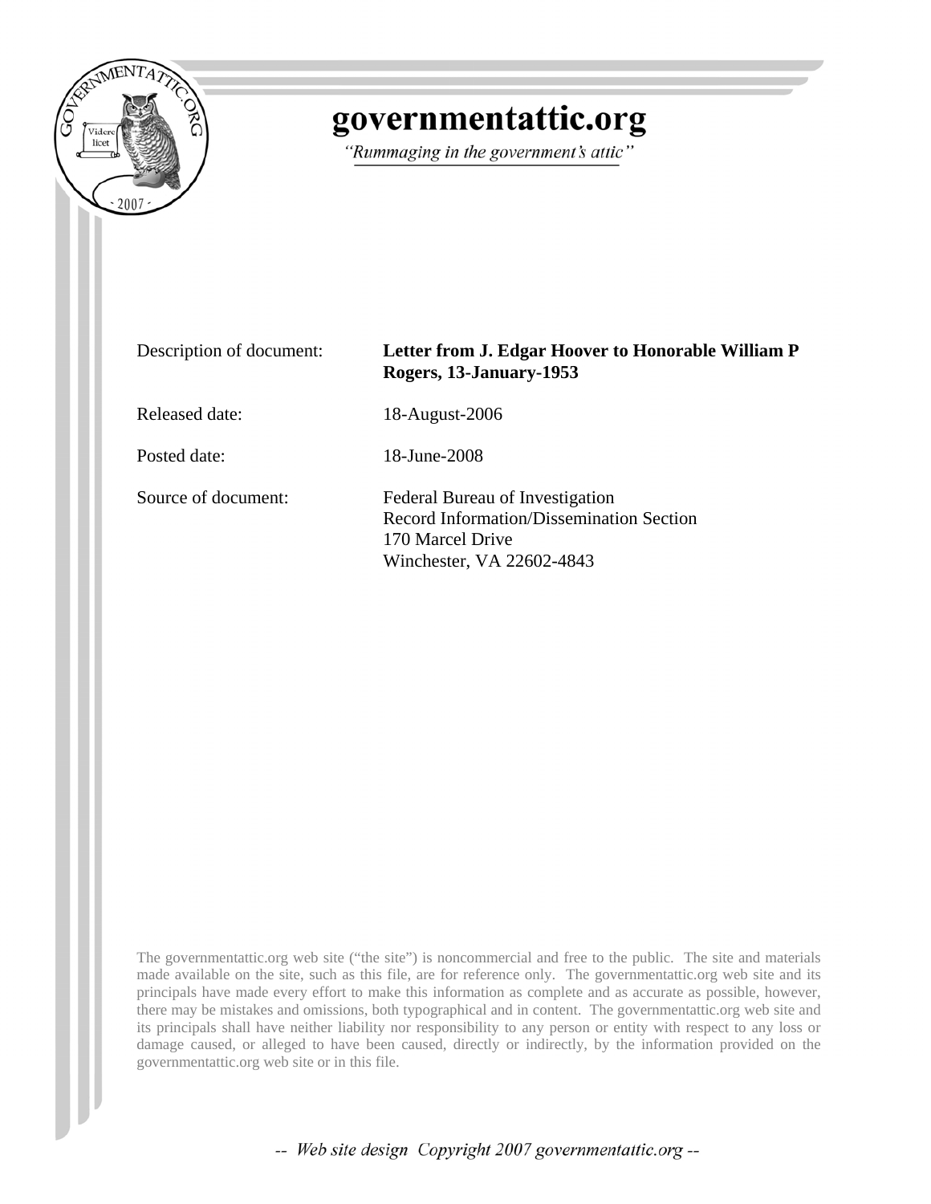# governmentattic.org

*"Rummaging in the government's attic"*

| | |
|---|---|
| Description of document: | **Letter from J. Edgar Hoover to Honorable William P Rogers, 13-January-1953** |
| Released date: | 18-August-2006 |
| Posted date: | 18-June-2008 |
| Source of document: | Federal Bureau of Investigation<br>Record Information/Dissemination Section<br>170 Marcel Drive<br>Winchester, VA 22602-4843 |

The governmentattic.org web site ("the site") is noncommercial and free to the public. The site and materials made available on the site, such as this file, are for reference only. The governmentattic.org web site and its principals have made every effort to make this information as complete and as accurate as possible, however, there may be mistakes and omissions, both typographical and in content. The governmentattic.org web site and its principals shall have neither liability nor responsibility to any person or entity with respect to any loss or damage caused, or alleged to have been caused, directly or indirectly, by the information provided on the governmentattic.org web site or in this file.

*-- Web site design Copyright 2007 governmentattic.org --*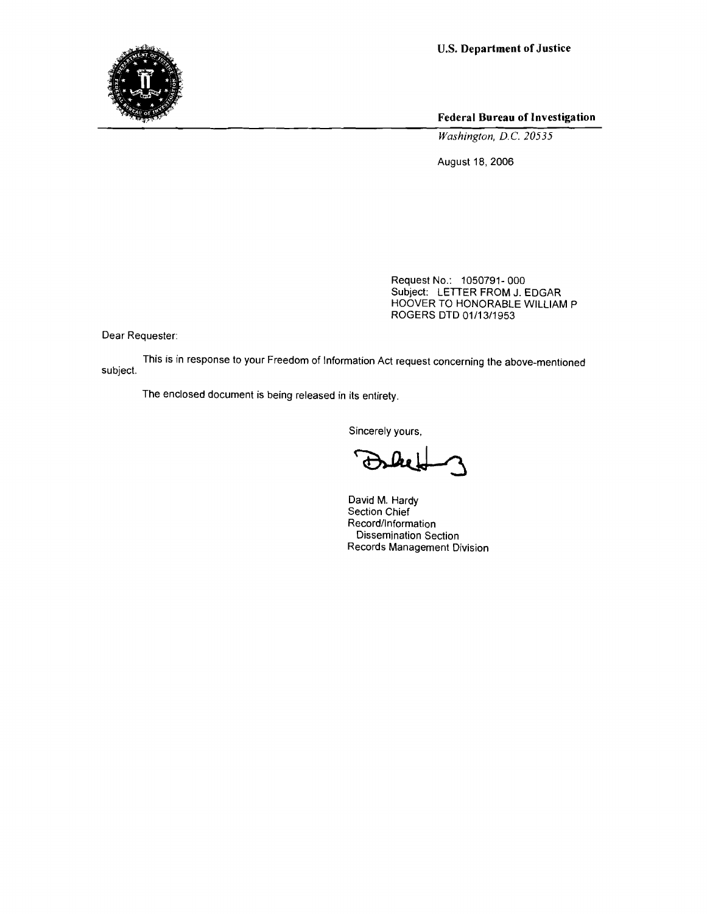**U.S. Department of Justice**

**Federal Bureau of Investigation**

*Washington, D.C. 20535*

August 18, 2006

Request No.: 1050791- 000
Subject: LETTER FROM J. EDGAR HOOVER TO HONORABLE WILLIAM P ROGERS DTD 01/13/1953

Dear Requester:

This is in response to your Freedom of Information Act request concerning the above-mentioned subject.

The enclosed document is being released in its entirety.

Sincerely yours,

David M. Hardy
Section Chief
Record/Information
Dissemination Section
Records Management Division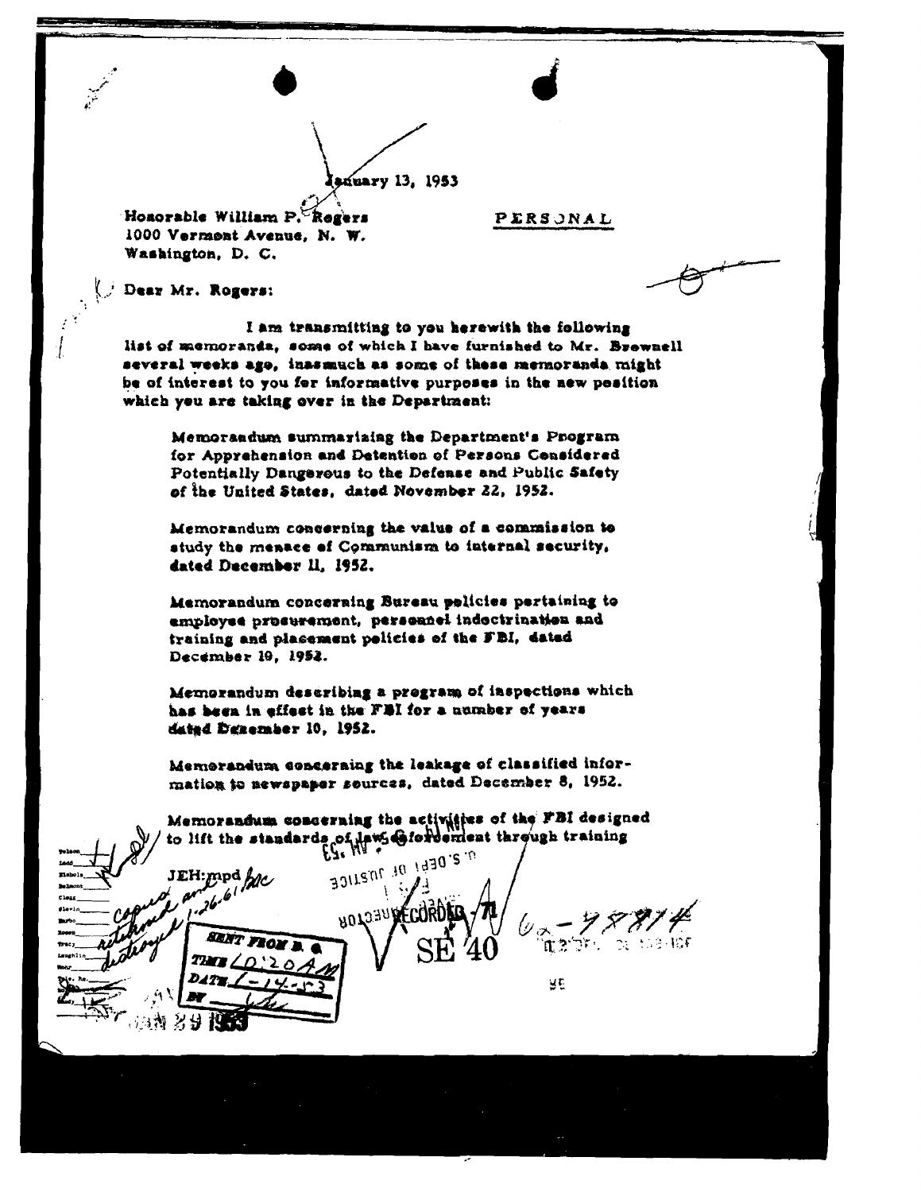January 13, 1953

Honorable William P. Rogers
1000 Vermont Avenue, N. W.
Washington, D. C.

PERSONAL

Dear Mr. Rogers:

I am transmitting to you herewith the following list of memoranda, some of which I have furnished to Mr. Brownell several weeks ago, inasmuch as some of these memoranda might be of interest to you for informative purposes in the new position which you are taking over in the Department:

Memorandum summarizing the Department's Program for Apprehension and Detention of Persons Considered Potentially Dangerous to the Defense and Public Safety of the United States, dated November 22, 1952.

Memorandum concerning the value of a commission to study the menace of Communism to internal security, dated December 11, 1952.

Memorandum concerning Bureau policies pertaining to employee procurement, personnel indoctrination and training and placement policies of the FBI, dated December 19, 1952.

Memorandum describing a program of inspections which has been in effect in the FBI for a number of years dated December 10, 1952.

Memorandum concerning the leakage of classified information to newspaper sources, dated December 8, 1952.

Memorandum concerning the activities of the FBI designed to lift the standards of law enforcement through training

JEH:mpd

copied and returned 1-26-61 destroyed

SENT FROM D. O.
TIME 10:20 AM
DATE 1-14-53
BY

RECORDED - 71
SE 40
62-97874
U. S. DEPT. OF JUSTICE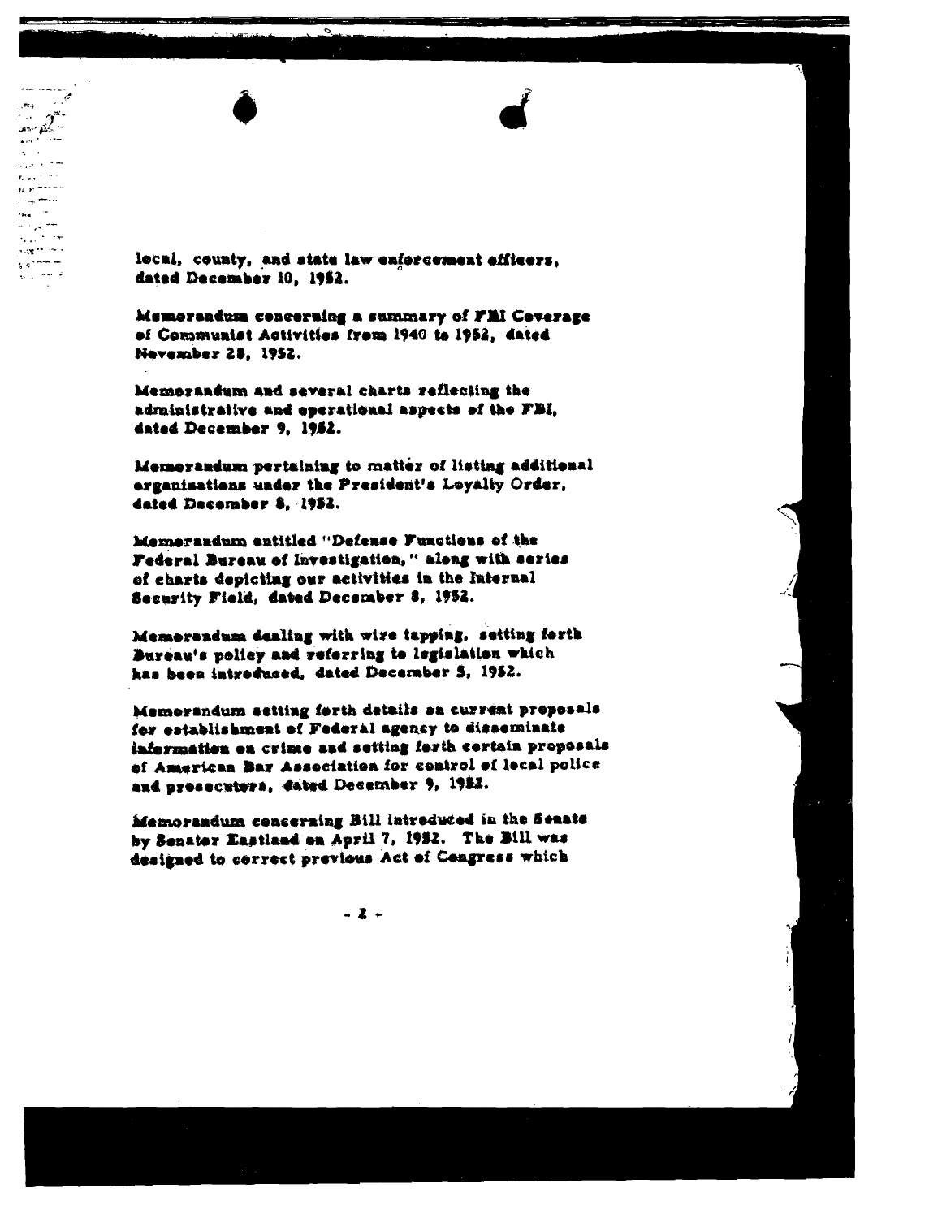local, county, and state law enforcement officers, dated December 10, 1952.

Memorandum concerning a summary of FBI Coverage of Communist Activities from 1940 to 1952, dated November 28, 1952.

Memorandum and several charts reflecting the administrative and operational aspects of the FBI, dated December 9, 1952.

Memorandum pertaining to matter of listing additional organizations under the President's Loyalty Order, dated December 8, 1952.

Memorandum entitled "Defense Functions of the Federal Bureau of Investigation," along with series of charts depicting our activities in the Internal Security Field, dated December 8, 1952.

Memorandum dealing with wire tapping, setting forth Bureau's policy and referring to legislation which has been introduced, dated December 5, 1952.

Memorandum setting forth details on current proposals for establishment of Federal agency to disseminate information on crime and setting forth certain proposals of American Bar Association for control of local police and prosecutors, dated December 9, 1952.

Memorandum concerning Bill introduced in the Senate by Senator Eastland on April 7, 1952. The Bill was designed to correct previous Act of Congress which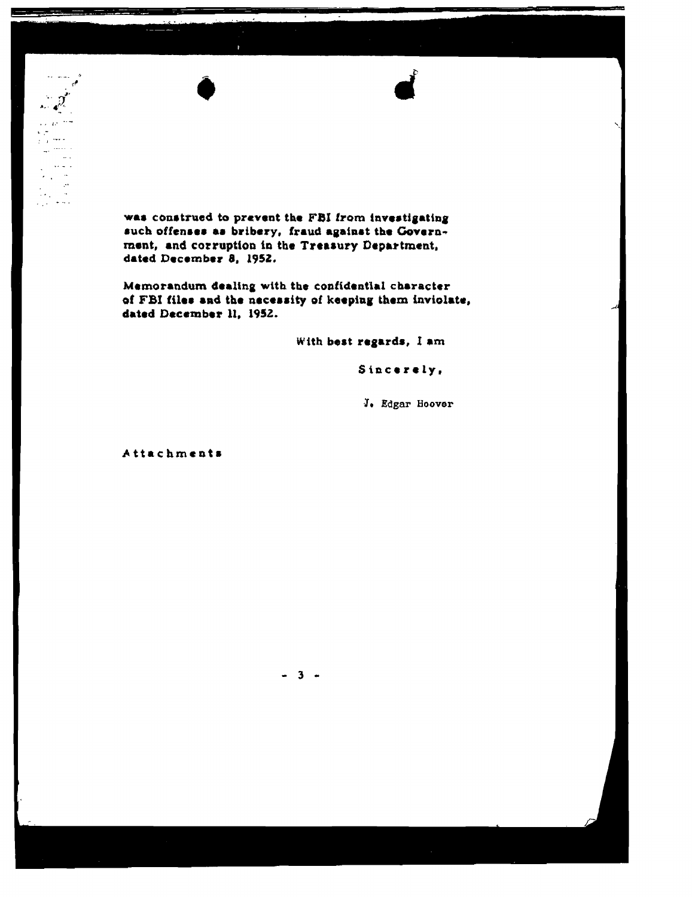was construed to prevent the FBI from investigating such offenses as bribery, fraud against the Government, and corruption in the Treasury Department, dated December 8, 1952.

Memorandum dealing with the confidential character of FBI files and the necessity of keeping them inviolate, dated December 11, 1952.

With best regards, I am

Sincerely,

J. Edgar Hoover

Attachments